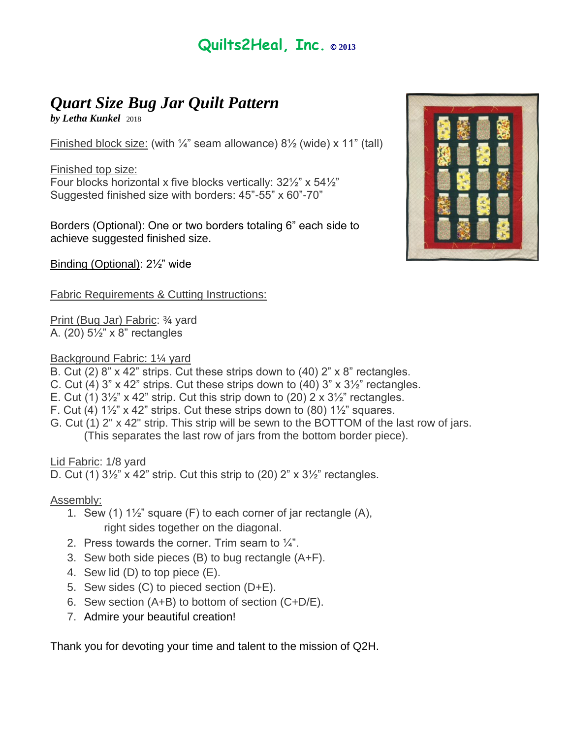# Quilts2Heal, Inc. © 2013

## *Quart Size Bug Jar Quilt Pattern*

***by Letha Kunkel*** 2018

Finished block size: (with ¼" seam allowance) 8½ (wide) x 11" (tall)

Finished top size:
Four blocks horizontal x five blocks vertically: 32½" x 54½"
Suggested finished size with borders: 45"-55" x 60"-70"

Borders (Optional): One or two borders totaling 6" each side to achieve suggested finished size.

Binding (Optional): 2½" wide

Fabric Requirements & Cutting Instructions:

Print (Bug Jar) Fabric: ¾ yard
A. (20) 5½" x 8" rectangles

Background Fabric: 1¼ yard
B. Cut (2) 8" x 42" strips. Cut these strips down to (40) 2" x 8" rectangles.
C. Cut (4) 3" x 42" strips. Cut these strips down to (40) 3" x 3½" rectangles.
E. Cut (1) 3½" x 42" strip. Cut this strip down to (20) 2 x 3½" rectangles.
F. Cut (4) 1½" x 42" strips. Cut these strips down to (80) 1½" squares.
G. Cut (1) 2" x 42" strip. This strip will be sewn to the BOTTOM of the last row of jars.
(This separates the last row of jars from the bottom border piece).

Lid Fabric: 1/8 yard
D. Cut (1) 3½" x 42" strip. Cut this strip to (20) 2" x 3½" rectangles.

Assembly:

1. Sew (1) 1½" square (F) to each corner of jar rectangle (A), right sides together on the diagonal.
2. Press towards the corner. Trim seam to ¼".
3. Sew both side pieces (B) to bug rectangle (A+F).
4. Sew lid (D) to top piece (E).
5. Sew sides (C) to pieced section (D+E).
6. Sew section (A+B) to bottom of section (C+D/E).
7. Admire your beautiful creation!

Thank you for devoting your time and talent to the mission of Q2H.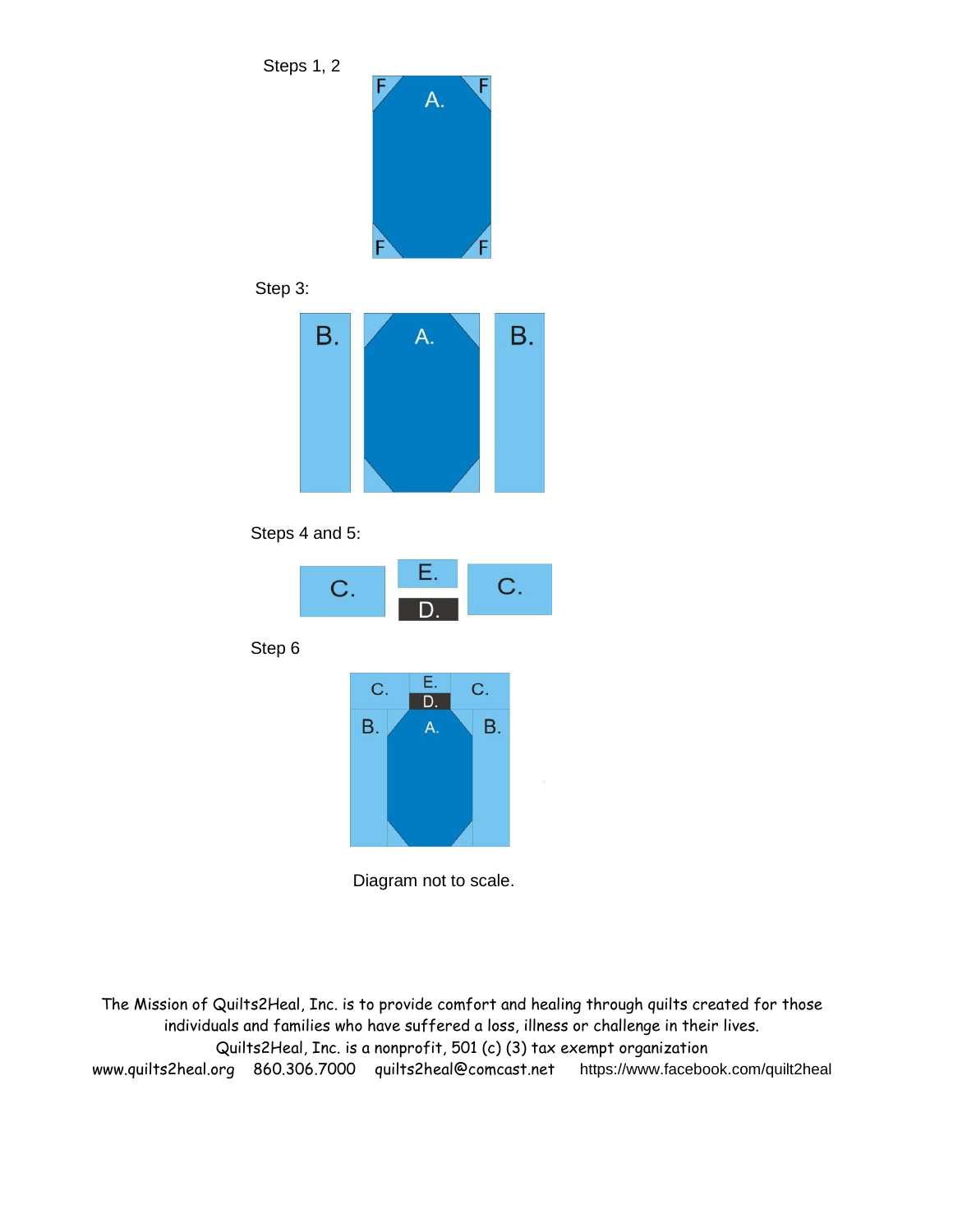Steps 1, 2

F F
A.
F F

Step 3:

B. A. B.

Steps 4 and 5:

C. E. D. C.

Step 6

C. E. D. C.
B. A. B.

Diagram not to scale.

The Mission of Quilts2Heal, Inc. is to provide comfort and healing through quilts created for those individuals and families who have suffered a loss, illness or challenge in their lives.
Quilts2Heal, Inc. is a nonprofit, 501 (c) (3) tax exempt organization
www.quilts2heal.org 860.306.7000 quilts2heal@comcast.net https://www.facebook.com/quilt2heal